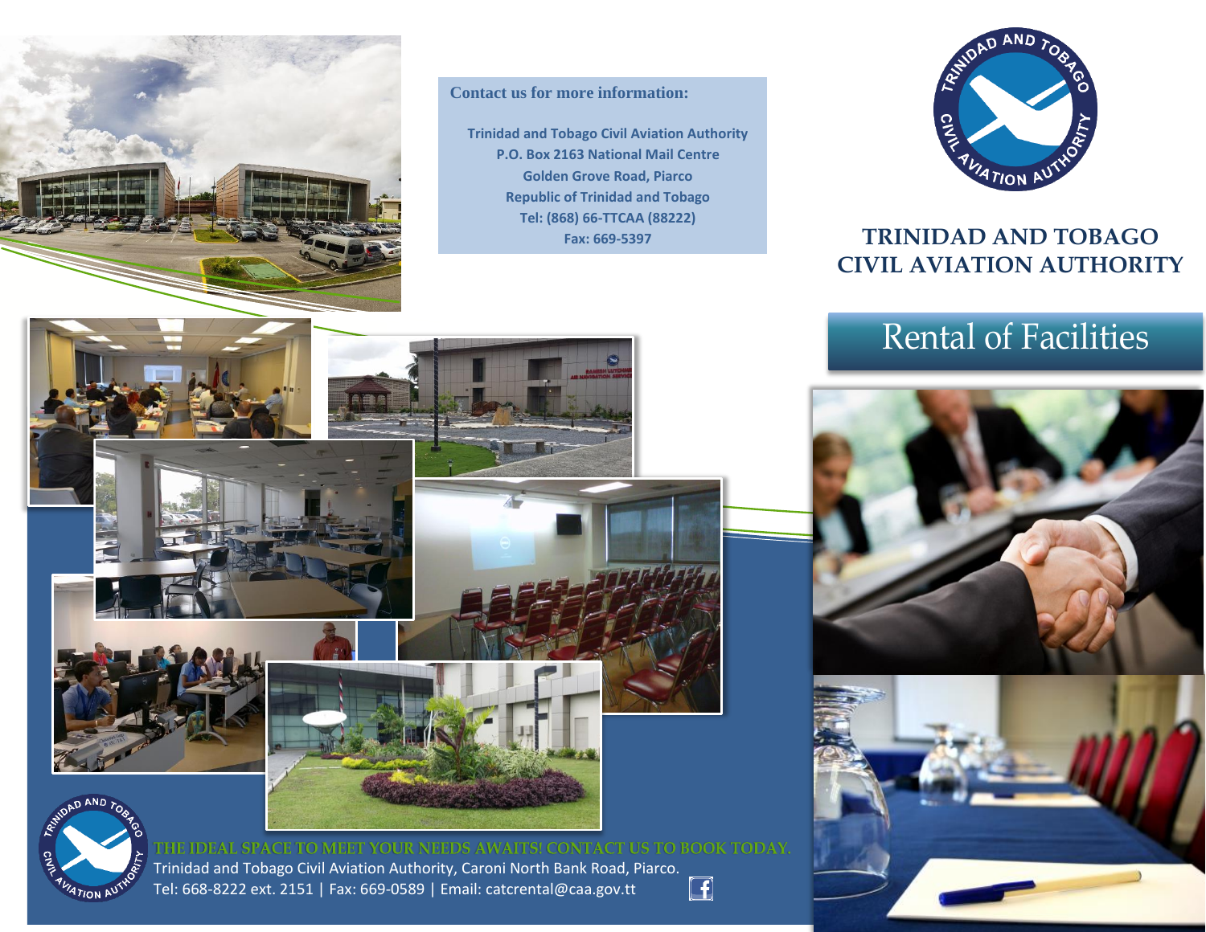**Contact us for more information:**

Trinidad and Tobago Civil Aviation Authority
P.O. Box 2163 National Mail Centre
Golden Grove Road, Piarco
Republic of Trinidad and Tobago
Tel: (868) 66-TTCAA (88222)
Fax: 669-5397

# TRINIDAD AND TOBAGO CIVIL AVIATION AUTHORITY

## Rental of Facilities

**THE IDEAL SPACE TO MEET YOUR NEEDS AWAITS! CONTACT US TO BOOK TODAY.**

Trinidad and Tobago Civil Aviation Authority, Caroni North Bank Road, Piarco.
Tel: 668-8222 ext. 2151 | Fax: 669-0589 | Email: catcrental@caa.gov.tt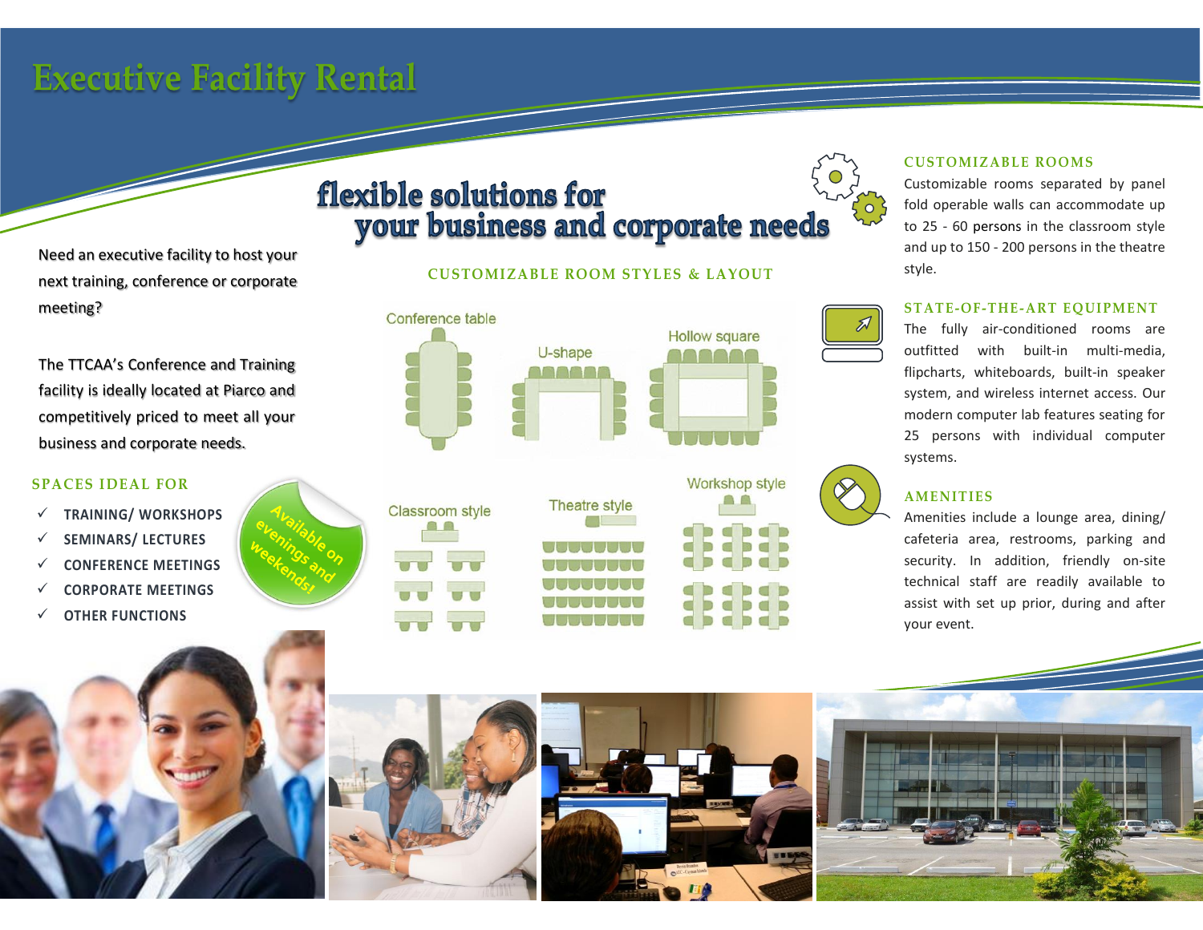# Executive Facility Rental

## flexible solutions for your business and corporate needs

Need an executive facility to host your next training, conference or corporate meeting?

The TTCAA's Conference and Training facility is ideally located at Piarco and competitively priced to meet all your business and corporate needs.

### SPACES IDEAL FOR

- ✓ TRAINING/ WORKSHOPS
- ✓ SEMINARS/ LECTURES
- ✓ CONFERENCE MEETINGS
- ✓ CORPORATE MEETINGS
- ✓ OTHER FUNCTIONS

Available on evenings and weekends!

### CUSTOMIZABLE ROOM STYLES & LAYOUT

Conference table

U-shape

Hollow square

Classroom style

Theatre style

Workshop style

### CUSTOMIZABLE ROOMS

Customizable rooms separated by panel fold operable walls can accommodate up to 25 - 60 persons in the classroom style and up to 150 - 200 persons in the theatre style.

### STATE-OF-THE-ART EQUIPMENT

The fully air-conditioned rooms are outfitted with built-in multi-media, flipcharts, whiteboards, built-in speaker system, and wireless internet access. Our modern computer lab features seating for 25 persons with individual computer systems.

### AMENITIES

Amenities include a lounge area, dining/ cafeteria area, restrooms, parking and security. In addition, friendly on-site technical staff are readily available to assist with set up prior, during and after your event.